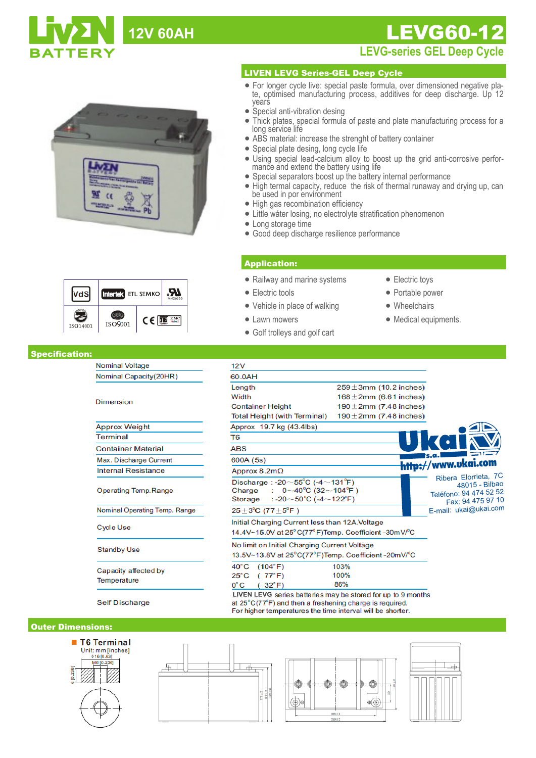# LIVEN BATTERY

## 12V 60AH

# LEVG60-12

### LEVG-series GEL Deep Cycle

## LIVEN LEVG Series-GEL Deep Cycle

- For longer cycle live: special paste formula, over dimensioned negative plate, optimised manufacturing process, additives for deep discharge. Up 12 years
- Special anti-vibration desing
- Thick plates, special formula of paste and plate manufacturing process for a long service life
- ABS material: increase the strenght of battery container
- Special plate desing, long cycle life
- Using special lead-calcium alloy to boost up the grid anti-corrosive performance and extend the battery using life
- Special separators boost up the battery internal performance
- High termal capacity, reduce the risk of thermal runaway and drying up, can be used in por environment
- High gas recombination efficiency
- Little wáter losing, no electrolyte stratification phenomenon
- Long storage time
- Good deep discharge resilience performance

VdS | Intertek ETL SEMKO | MH26866 | ISO14001 | ISO9001 | CE | EMC tested

## Application:

- Railway and marine systems
- Electric tools
- Vehicle in place of walking
- Lawn mowers
- Golf trolleys and golf cart
- Electric toys
- Portable power
- Wheelchairs
- Medical equipments.

## Specification:

| | | |
|---|---|---|
| Nominal Voltage | 12V | |
| Nominal Capacity(20HR) | 60.0AH | |
| Dimension | Length | 259±3mm (10.2 inches) |
| | Width | 168±2mm (6.61 inches) |
| | Container Height | 190±2mm (7.48 inches) |
| | Total Height (with Terminal) | 190±2mm (7.48 inches) |
| Approx Weight | Approx 19.7 kg (43.4lbs) | |
| Terminal | T6 | |
| Container Material | ABS | |
| Max. Discharge Current | 600A (5s) | |
| Internal Resistance | Approx 8.2mΩ | |
| Operating Temp.Range | Discharge : -20～55°C (-4～131°F) | |
| | Charge : 0～40°C (32～104°F) | |
| | Storage : -20～50°C (-4～122°F) | |
| Nominal Operating Temp. Range | 25±3°C (77±5°F) | |
| Cycle Use | Initial Charging Current less than 12A.Voltage 14.4V~15.0V at 25°C(77°F)Temp. Coefficient -30mV/°C | |
| Standby Use | No limit on Initial Charging Current Voltage 13.5V~13.8V at 25°C(77°F)Temp. Coefficient -20mV/°C | |
| Capacity affected by Temperature | 40°C (104°F) | 103% |
| | 25°C ( 77°F) | 100% |
| | 0°C ( 32°F) | 86% |
| Self Discharge | LIVEN LEVG series batteries may be stored for up to 9 months at 25°C(77°F) and then a freshening charge is required. For higher temperatures the time interval will be shorter. | |

Ukai s.a.
http://www.ukai.com
Ribera Elorrieta, 7C
48015 - Bilbao
Teléfono: 94 474 52 52
Fax: 94 475 97 10
E-mail: ukai@ukai.com

## Outer Dimensions:

**T6 Terminal**
Unit: mm [inches]
Φ16 [0.63]
M6 [0.236]
6 [0.236]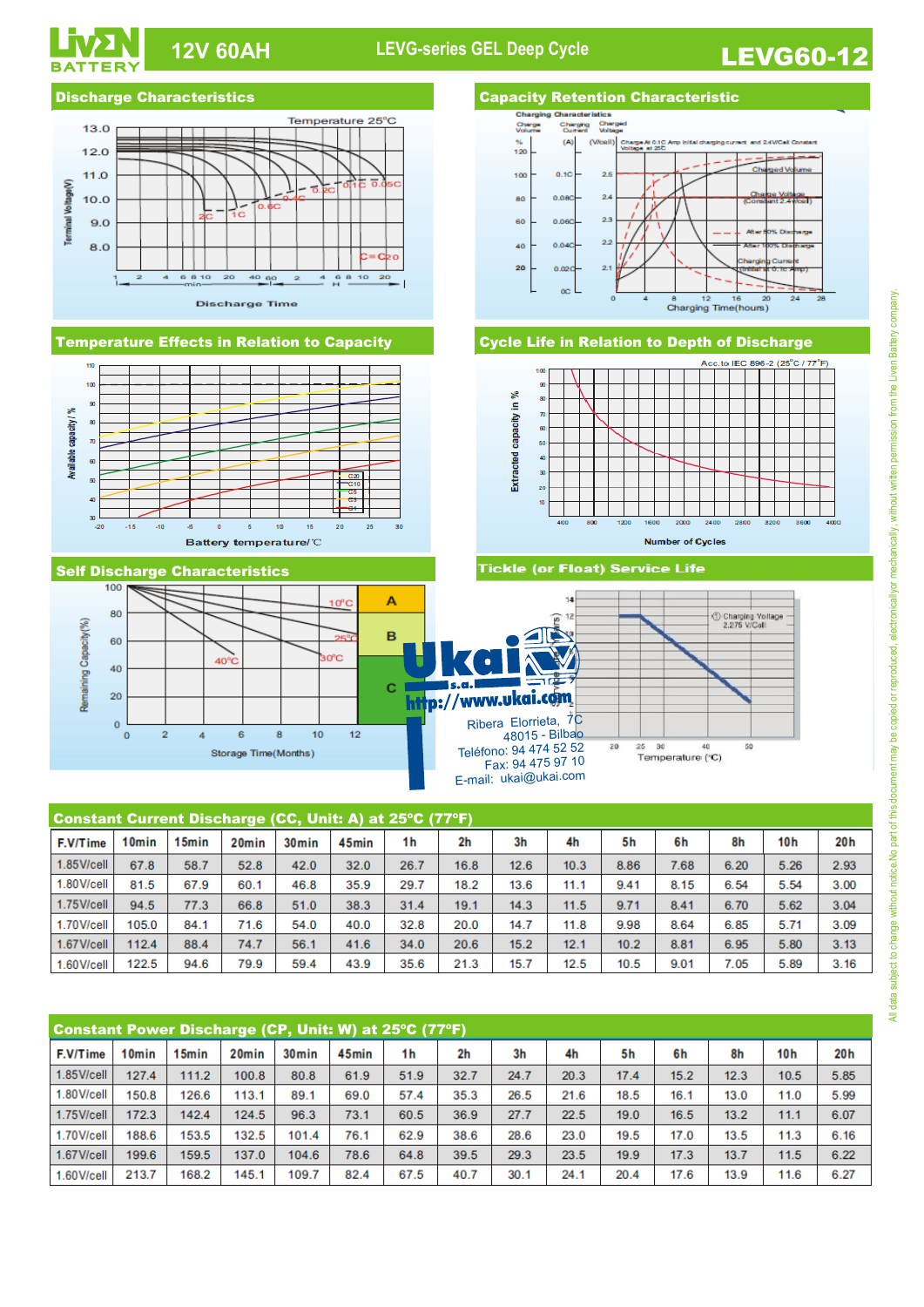# LiVEN BATTERY 12V 60AH LEVG-series GEL Deep Cycle LEVG60-12

## Discharge Characteristics

Temperature 25°C

Terminal Voltage(V)

13.0
12.0
11.0
10.0
9.0
8.0

2C 1C 0.6C 0.4C 0.2C 0.1C 0.05C C=C20

1 2 4 6 8 10 20 40 60 2 4 6 8 10 20

min H

Discharge Time

## Capacity Retention Characteristic

Charging Characteristics

Charge Volume Charging Current Charged Voltage

% (A) (V/cell) Charge At 0.1C Amp initial charging current and 2.4V/Cell Constant Voltage at 25C

120 100 80 60 40 20

0.1C 0.08C 0.06C 0.04C 0.02C 0C

2.5 2.4 2.3 2.2 2.1

Charged Volume

Charge Voltage (Constant 2.4V/cell)

After 50% Discharge

After 100% Discharge

Charging Current (Initial at 0.1C Amp)

0 4 8 12 16 20 24 28

Charging Time(hours)

## Temperature Effects in Relation to Capacity

Available capacity / %

110 100 90 80 70 60 50 40 30

C20 C10 C5 C3 C1

-20 -15 -10 -5 0 5 10 15 20 25 30

Battery temperature/℃

## Cycle Life in Relation to Depth of Discharge

Acc.to IEC 896-2 (25°C / 77°F)

Extracted capacity in %

100 90 80 70 60 50 40 30 20 10

400 800 1200 1600 2000 2400 2800 3200 3600 4000

Number of Cycles

## Self Discharge Characteristics

Remaining Capacity(%)

100 80 60 40 20 0

10°C 25°C 30°C 40°C

A B C

0 2 4 6 8 10 12

Storage Time(Months)

## Tickle (or Float) Service Life

14 12 10

① Charging Voltage 2.275 V/Cell

20 25 30 40 50

Temperature (℃)

Ukai s.a.
http://www.ukai.com
Ribera Elorrieta, 7C
48015 - Bilbao
Teléfono: 94 474 52 52
Fax: 94 475 97 10
E-mail: ukai@ukai.com

## Constant Current Discharge (CC, Unit: A) at 25°C (77°F)

| F.V/Time | 10min | 15min | 20min | 30min | 45min | 1h | 2h | 3h | 4h | 5h | 6h | 8h | 10h | 20h |
|---|---|---|---|---|---|---|---|---|---|---|---|---|---|---|
| 1.85V/cell | 67.8 | 58.7 | 52.8 | 42.0 | 32.0 | 26.7 | 16.8 | 12.6 | 10.3 | 8.86 | 7.68 | 6.20 | 5.26 | 2.93 |
| 1.80V/cell | 81.5 | 67.9 | 60.1 | 46.8 | 35.9 | 29.7 | 18.2 | 13.6 | 11.1 | 9.41 | 8.15 | 6.54 | 5.54 | 3.00 |
| 1.75V/cell | 94.5 | 77.3 | 66.8 | 51.0 | 38.3 | 31.4 | 19.1 | 14.3 | 11.5 | 9.71 | 8.41 | 6.70 | 5.62 | 3.04 |
| 1.70V/cell | 105.0 | 84.1 | 71.6 | 54.0 | 40.0 | 32.8 | 20.0 | 14.7 | 11.8 | 9.98 | 8.64 | 6.85 | 5.71 | 3.09 |
| 1.67V/cell | 112.4 | 88.4 | 74.7 | 56.1 | 41.6 | 34.0 | 20.6 | 15.2 | 12.1 | 10.2 | 8.81 | 6.95 | 5.80 | 3.13 |
| 1.60V/cell | 122.5 | 94.6 | 79.9 | 59.4 | 43.9 | 35.6 | 21.3 | 15.7 | 12.5 | 10.5 | 9.01 | 7.05 | 5.89 | 3.16 |

## Constant Power Discharge (CP, Unit: W) at 25°C (77°F)

| F.V/Time | 10min | 15min | 20min | 30min | 45min | 1h | 2h | 3h | 4h | 5h | 6h | 8h | 10h | 20h |
|---|---|---|---|---|---|---|---|---|---|---|---|---|---|---|
| 1.85V/cell | 127.4 | 111.2 | 100.8 | 80.8 | 61.9 | 51.9 | 32.7 | 24.7 | 20.3 | 17.4 | 15.2 | 12.3 | 10.5 | 5.85 |
| 1.80V/cell | 150.8 | 126.6 | 113.1 | 89.1 | 69.0 | 57.4 | 35.3 | 26.5 | 21.6 | 18.5 | 16.1 | 13.0 | 11.0 | 5.99 |
| 1.75V/cell | 172.3 | 142.4 | 124.5 | 96.3 | 73.1 | 60.5 | 36.9 | 27.7 | 22.5 | 19.0 | 16.5 | 13.2 | 11.1 | 6.07 |
| 1.70V/cell | 188.6 | 153.5 | 132.5 | 101.4 | 76.1 | 62.9 | 38.6 | 28.6 | 23.0 | 19.5 | 17.0 | 13.5 | 11.3 | 6.16 |
| 1.67V/cell | 199.6 | 159.5 | 137.0 | 104.6 | 78.6 | 64.8 | 39.5 | 29.3 | 23.5 | 19.9 | 17.3 | 13.7 | 11.5 | 6.22 |
| 1.60V/cell | 213.7 | 168.2 | 145.1 | 109.7 | 82.4 | 67.5 | 40.7 | 30.1 | 24.1 | 20.4 | 17.6 | 13.9 | 11.6 | 6.27 |

All data subject to change without notice.No part of this document may be copied or reproduced, electronically or mechanically, without written permission from the Liven Battery company.